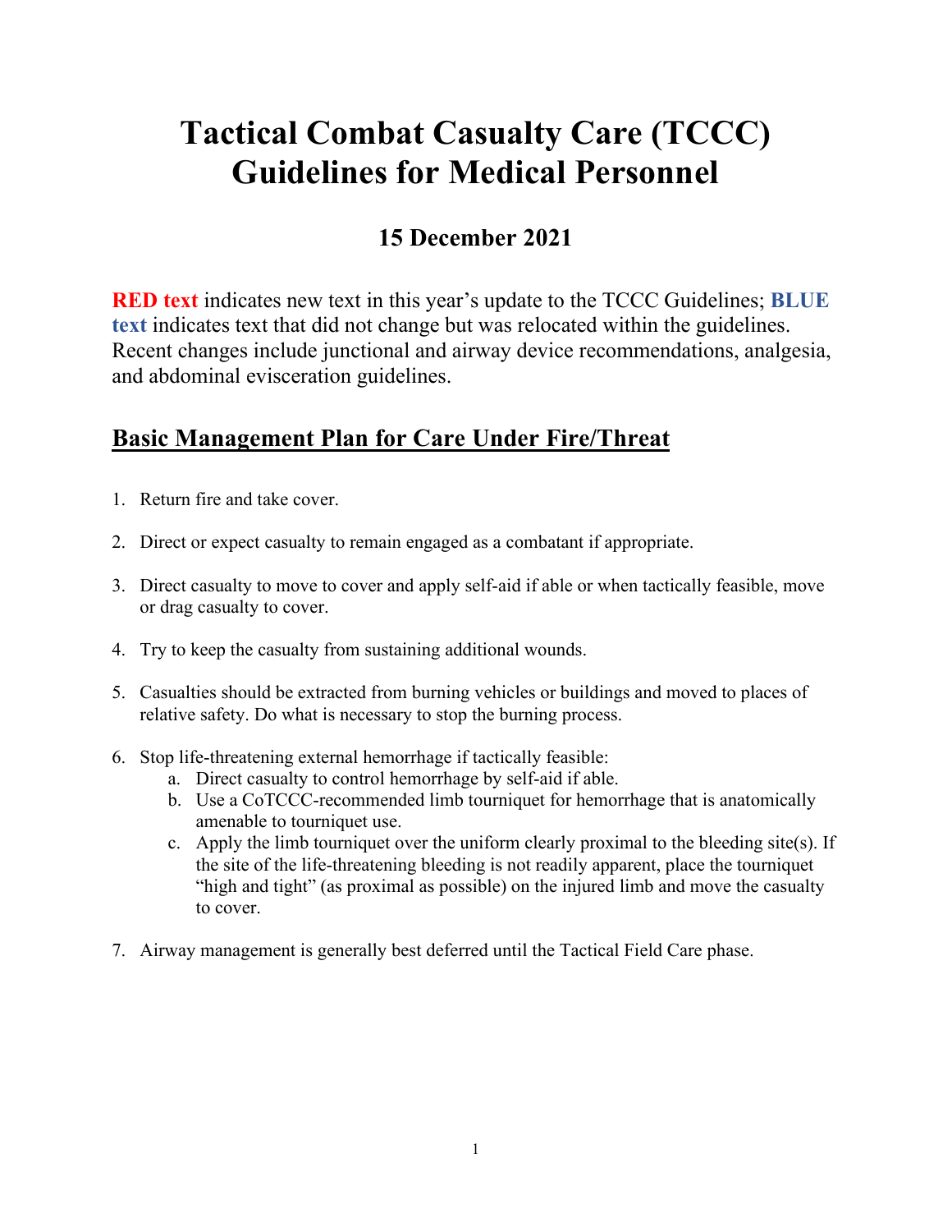# Tactical Combat Casualty Care (TCCC) Guidelines for Medical Personnel

## 15 December 2021

**RED text** indicates new text in this year's update to the TCCC Guidelines; **BLUE text** indicates text that did not change but was relocated within the guidelines. Recent changes include junctional and airway device recommendations, analgesia, and abdominal evisceration guidelines.

## Basic Management Plan for Care Under Fire/Threat

1. Return fire and take cover.

2. Direct or expect casualty to remain engaged as a combatant if appropriate.

3. Direct casualty to move to cover and apply self-aid if able or when tactically feasible, move or drag casualty to cover.

4. Try to keep the casualty from sustaining additional wounds.

5. Casualties should be extracted from burning vehicles or buildings and moved to places of relative safety. Do what is necessary to stop the burning process.

6. Stop life-threatening external hemorrhage if tactically feasible:
   a. Direct casualty to control hemorrhage by self-aid if able.
   b. Use a CoTCCC-recommended limb tourniquet for hemorrhage that is anatomically amenable to tourniquet use.
   c. Apply the limb tourniquet over the uniform clearly proximal to the bleeding site(s). If the site of the life-threatening bleeding is not readily apparent, place the tourniquet "high and tight" (as proximal as possible) on the injured limb and move the casualty to cover.

7. Airway management is generally best deferred until the Tactical Field Care phase.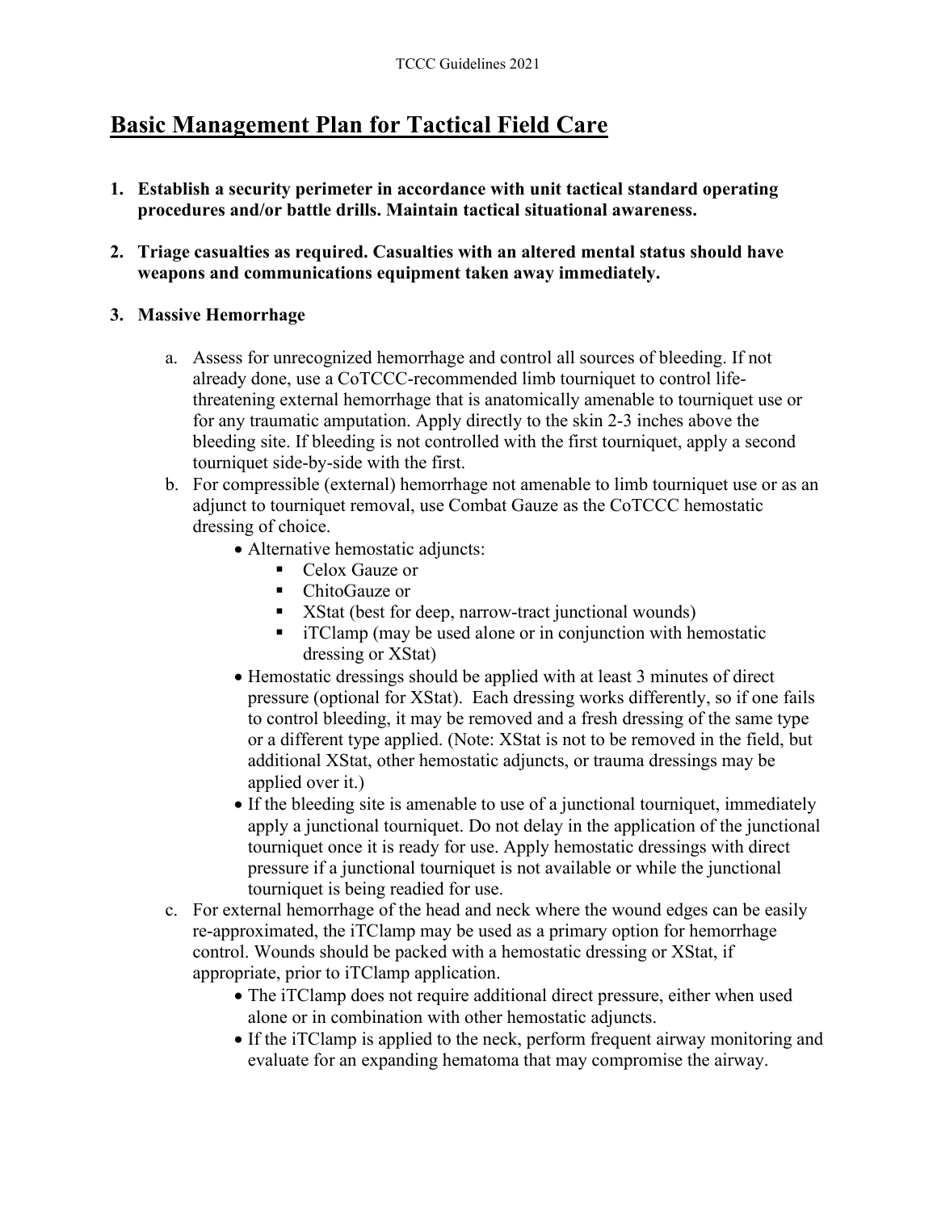# Basic Management Plan for Tactical Field Care

1. **Establish a security perimeter in accordance with unit tactical standard operating procedures and/or battle drills. Maintain tactical situational awareness.**

2. **Triage casualties as required. Casualties with an altered mental status should have weapons and communications equipment taken away immediately.**

3. **Massive Hemorrhage**

   a. Assess for unrecognized hemorrhage and control all sources of bleeding. If not already done, use a CoTCCC-recommended limb tourniquet to control life-threatening external hemorrhage that is anatomically amenable to tourniquet use or for any traumatic amputation. Apply directly to the skin 2-3 inches above the bleeding site. If bleeding is not controlled with the first tourniquet, apply a second tourniquet side-by-side with the first.

   b. For compressible (external) hemorrhage not amenable to limb tourniquet use or as an adjunct to tourniquet removal, use Combat Gauze as the CoTCCC hemostatic dressing of choice.
      - Alternative hemostatic adjuncts:
        - Celox Gauze or
        - ChitoGauze or
        - XStat (best for deep, narrow-tract junctional wounds)
        - iTClamp (may be used alone or in conjunction with hemostatic dressing or XStat)
      - Hemostatic dressings should be applied with at least 3 minutes of direct pressure (optional for XStat). Each dressing works differently, so if one fails to control bleeding, it may be removed and a fresh dressing of the same type or a different type applied. (Note: XStat is not to be removed in the field, but additional XStat, other hemostatic adjuncts, or trauma dressings may be applied over it.)
      - If the bleeding site is amenable to use of a junctional tourniquet, immediately apply a junctional tourniquet. Do not delay in the application of the junctional tourniquet once it is ready for use. Apply hemostatic dressings with direct pressure if a junctional tourniquet is not available or while the junctional tourniquet is being readied for use.

   c. For external hemorrhage of the head and neck where the wound edges can be easily re-approximated, the iTClamp may be used as a primary option for hemorrhage control. Wounds should be packed with a hemostatic dressing or XStat, if appropriate, prior to iTClamp application.
      - The iTClamp does not require additional direct pressure, either when used alone or in combination with other hemostatic adjuncts.
      - If the iTClamp is applied to the neck, perform frequent airway monitoring and evaluate for an expanding hematoma that may compromise the airway.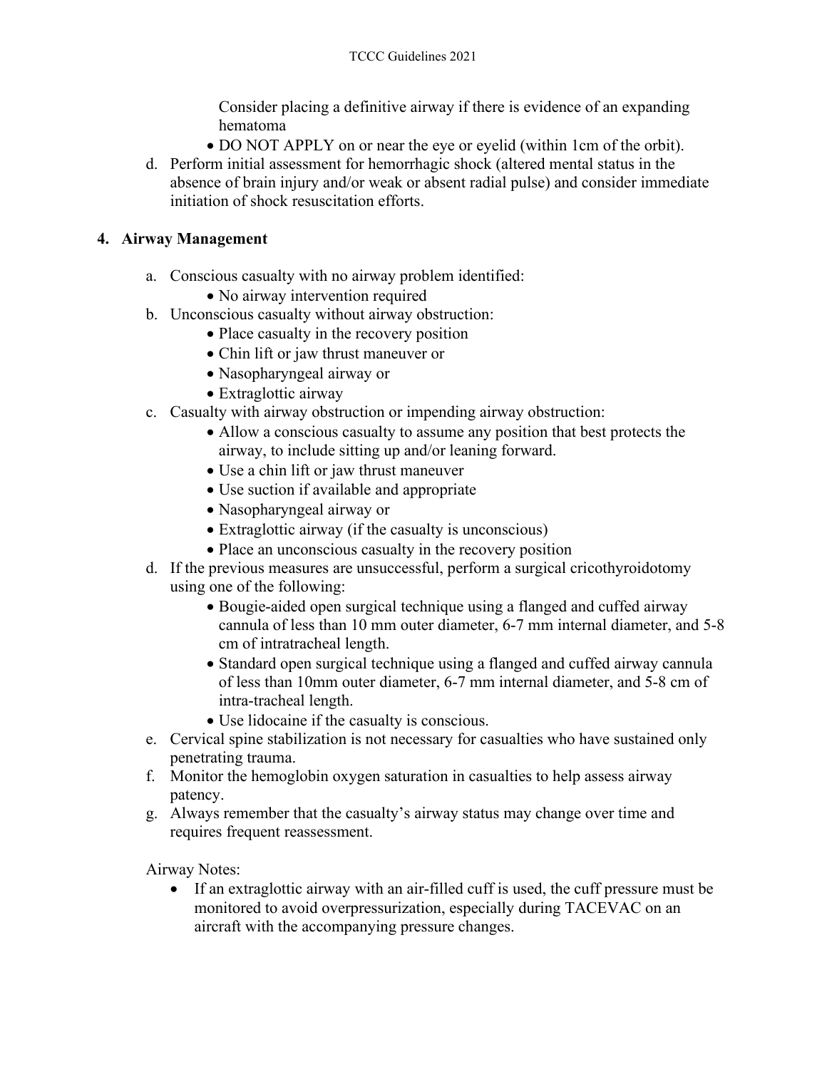Consider placing a definitive airway if there is evidence of an expanding hematoma
    - DO NOT APPLY on or near the eye or eyelid (within 1cm of the orbit).

d. Perform initial assessment for hemorrhagic shock (altered mental status in the absence of brain injury and/or weak or absent radial pulse) and consider immediate initiation of shock resuscitation efforts.

## 4. Airway Management

a. Conscious casualty with no airway problem identified:
    - No airway intervention required

b. Unconscious casualty without airway obstruction:
    - Place casualty in the recovery position
    - Chin lift or jaw thrust maneuver or
    - Nasopharyngeal airway or
    - Extraglottic airway

c. Casualty with airway obstruction or impending airway obstruction:
    - Allow a conscious casualty to assume any position that best protects the airway, to include sitting up and/or leaning forward.
    - Use a chin lift or jaw thrust maneuver
    - Use suction if available and appropriate
    - Nasopharyngeal airway or
    - Extraglottic airway (if the casualty is unconscious)
    - Place an unconscious casualty in the recovery position

d. If the previous measures are unsuccessful, perform a surgical cricothyroidotomy using one of the following:
    - Bougie-aided open surgical technique using a flanged and cuffed airway cannula of less than 10 mm outer diameter, 6-7 mm internal diameter, and 5-8 cm of intratracheal length.
    - Standard open surgical technique using a flanged and cuffed airway cannula of less than 10mm outer diameter, 6-7 mm internal diameter, and 5-8 cm of intra-tracheal length.
    - Use lidocaine if the casualty is conscious.

e. Cervical spine stabilization is not necessary for casualties who have sustained only penetrating trauma.

f. Monitor the hemoglobin oxygen saturation in casualties to help assess airway patency.

g. Always remember that the casualty's airway status may change over time and requires frequent reassessment.

Airway Notes:

- If an extraglottic airway with an air-filled cuff is used, the cuff pressure must be monitored to avoid overpressurization, especially during TACEVAC on an aircraft with the accompanying pressure changes.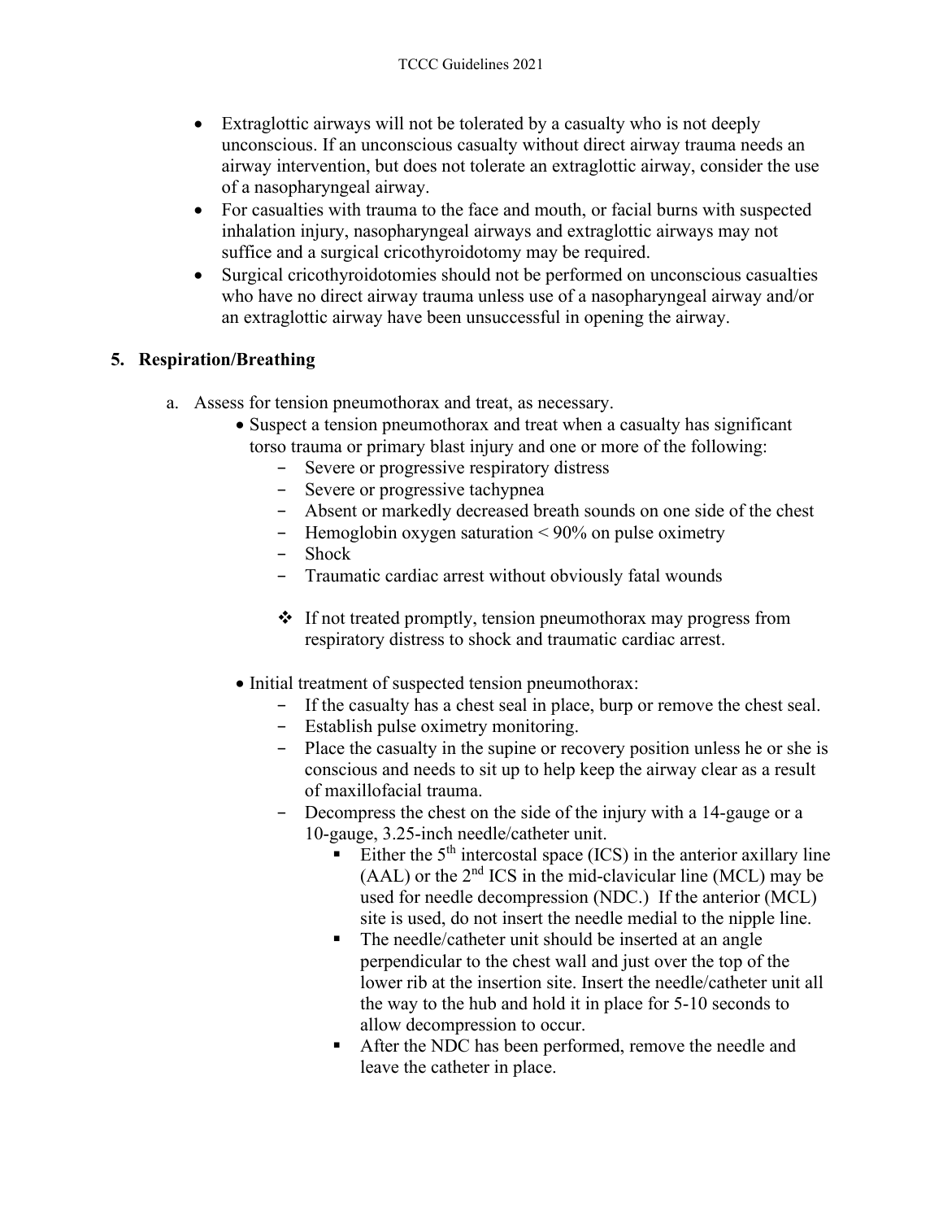- Extraglottic airways will not be tolerated by a casualty who is not deeply unconscious. If an unconscious casualty without direct airway trauma needs an airway intervention, but does not tolerate an extraglottic airway, consider the use of a nasopharyngeal airway.
- For casualties with trauma to the face and mouth, or facial burns with suspected inhalation injury, nasopharyngeal airways and extraglottic airways may not suffice and a surgical cricothyroidotomy may be required.
- Surgical cricothyroidotomies should not be performed on unconscious casualties who have no direct airway trauma unless use of a nasopharyngeal airway and/or an extraglottic airway have been unsuccessful in opening the airway.

## 5. Respiration/Breathing

a. Assess for tension pneumothorax and treat, as necessary.

- Suspect a tension pneumothorax and treat when a casualty has significant torso trauma or primary blast injury and one or more of the following:
    - Severe or progressive respiratory distress
    - Severe or progressive tachypnea
    - Absent or markedly decreased breath sounds on one side of the chest
    - Hemoglobin oxygen saturation < 90% on pulse oximetry
    - Shock
    - Traumatic cardiac arrest without obviously fatal wounds

    ❖ If not treated promptly, tension pneumothorax may progress from respiratory distress to shock and traumatic cardiac arrest.

- Initial treatment of suspected tension pneumothorax:
    - If the casualty has a chest seal in place, burp or remove the chest seal.
    - Establish pulse oximetry monitoring.
    - Place the casualty in the supine or recovery position unless he or she is conscious and needs to sit up to help keep the airway clear as a result of maxillofacial trauma.
    - Decompress the chest on the side of the injury with a 14-gauge or a 10-gauge, 3.25-inch needle/catheter unit.
        - Either the 5th intercostal space (ICS) in the anterior axillary line (AAL) or the 2nd ICS in the mid-clavicular line (MCL) may be used for needle decompression (NDC.) If the anterior (MCL) site is used, do not insert the needle medial to the nipple line.
        - The needle/catheter unit should be inserted at an angle perpendicular to the chest wall and just over the top of the lower rib at the insertion site. Insert the needle/catheter unit all the way to the hub and hold it in place for 5-10 seconds to allow decompression to occur.
        - After the NDC has been performed, remove the needle and leave the catheter in place.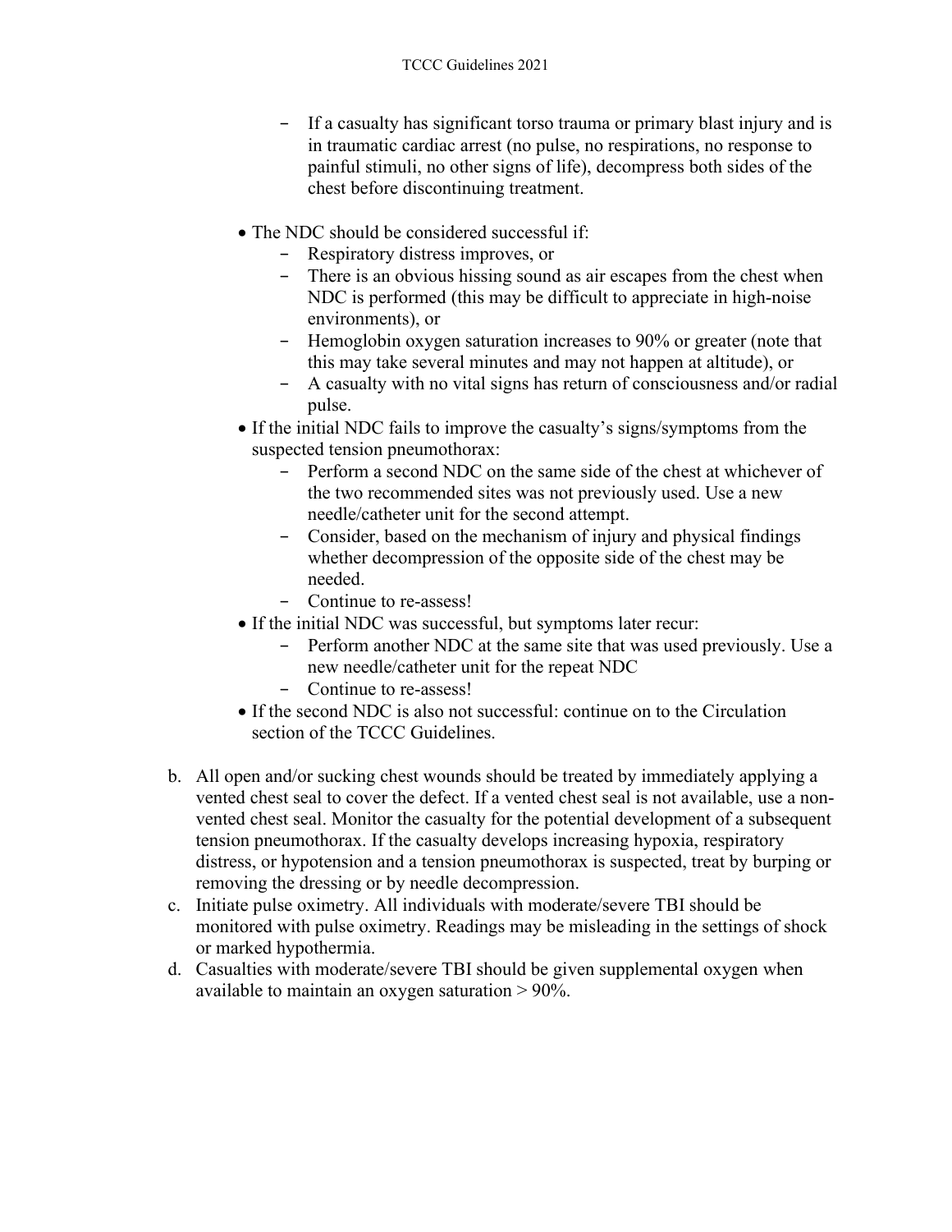- If a casualty has significant torso trauma or primary blast injury and is in traumatic cardiac arrest (no pulse, no respirations, no response to painful stimuli, no other signs of life), decompress both sides of the chest before discontinuing treatment.

- The NDC should be considered successful if:
   - Respiratory distress improves, or
   - There is an obvious hissing sound as air escapes from the chest when NDC is performed (this may be difficult to appreciate in high-noise environments), or
   - Hemoglobin oxygen saturation increases to 90% or greater (note that this may take several minutes and may not happen at altitude), or
   - A casualty with no vital signs has return of consciousness and/or radial pulse.
- If the initial NDC fails to improve the casualty's signs/symptoms from the suspected tension pneumothorax:
   - Perform a second NDC on the same side of the chest at whichever of the two recommended sites was not previously used. Use a new needle/catheter unit for the second attempt.
   - Consider, based on the mechanism of injury and physical findings whether decompression of the opposite side of the chest may be needed.
   - Continue to re-assess!
- If the initial NDC was successful, but symptoms later recur:
   - Perform another NDC at the same site that was used previously. Use a new needle/catheter unit for the repeat NDC
   - Continue to re-assess!
- If the second NDC is also not successful: continue on to the Circulation section of the TCCC Guidelines.

b. All open and/or sucking chest wounds should be treated by immediately applying a vented chest seal to cover the defect. If a vented chest seal is not available, use a non-vented chest seal. Monitor the casualty for the potential development of a subsequent tension pneumothorax. If the casualty develops increasing hypoxia, respiratory distress, or hypotension and a tension pneumothorax is suspected, treat by burping or removing the dressing or by needle decompression.

c. Initiate pulse oximetry. All individuals with moderate/severe TBI should be monitored with pulse oximetry. Readings may be misleading in the settings of shock or marked hypothermia.

d. Casualties with moderate/severe TBI should be given supplemental oxygen when available to maintain an oxygen saturation > 90%.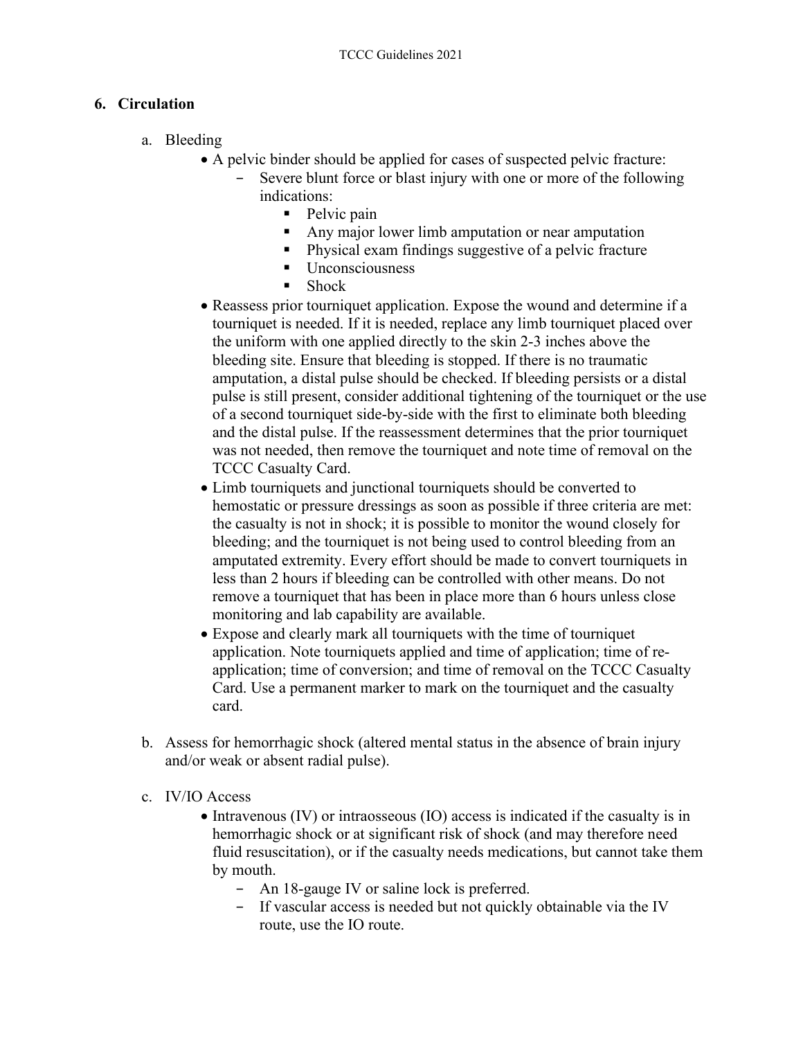## 6. Circulation

a. Bleeding

- A pelvic binder should be applied for cases of suspected pelvic fracture:
  - Severe blunt force or blast injury with one or more of the following indications:
    - Pelvic pain
    - Any major lower limb amputation or near amputation
    - Physical exam findings suggestive of a pelvic fracture
    - Unconsciousness
    - Shock
- Reassess prior tourniquet application. Expose the wound and determine if a tourniquet is needed. If it is needed, replace any limb tourniquet placed over the uniform with one applied directly to the skin 2-3 inches above the bleeding site. Ensure that bleeding is stopped. If there is no traumatic amputation, a distal pulse should be checked. If bleeding persists or a distal pulse is still present, consider additional tightening of the tourniquet or the use of a second tourniquet side-by-side with the first to eliminate both bleeding and the distal pulse. If the reassessment determines that the prior tourniquet was not needed, then remove the tourniquet and note time of removal on the TCCC Casualty Card.
- Limb tourniquets and junctional tourniquets should be converted to hemostatic or pressure dressings as soon as possible if three criteria are met: the casualty is not in shock; it is possible to monitor the wound closely for bleeding; and the tourniquet is not being used to control bleeding from an amputated extremity. Every effort should be made to convert tourniquets in less than 2 hours if bleeding can be controlled with other means. Do not remove a tourniquet that has been in place more than 6 hours unless close monitoring and lab capability are available.
- Expose and clearly mark all tourniquets with the time of tourniquet application. Note tourniquets applied and time of application; time of re-application; time of conversion; and time of removal on the TCCC Casualty Card. Use a permanent marker to mark on the tourniquet and the casualty card.

b. Assess for hemorrhagic shock (altered mental status in the absence of brain injury and/or weak or absent radial pulse).

c. IV/IO Access

- Intravenous (IV) or intraosseous (IO) access is indicated if the casualty is in hemorrhagic shock or at significant risk of shock (and may therefore need fluid resuscitation), or if the casualty needs medications, but cannot take them by mouth.
  - An 18-gauge IV or saline lock is preferred.
  - If vascular access is needed but not quickly obtainable via the IV route, use the IO route.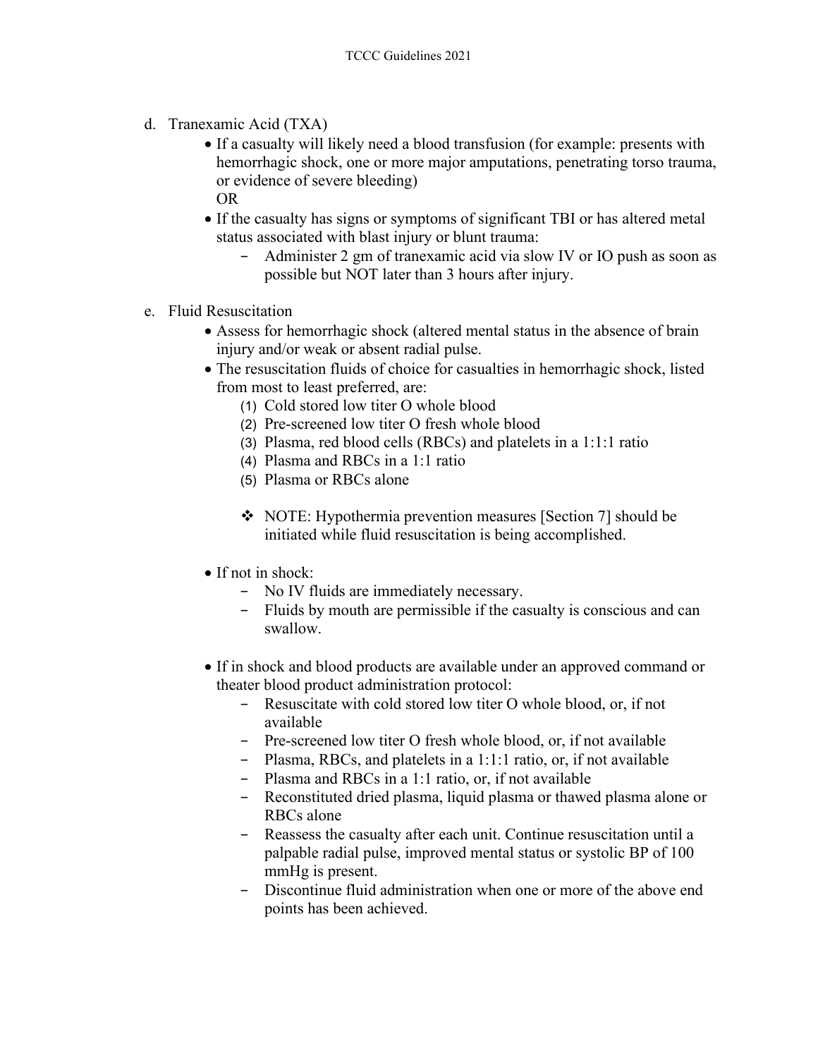d. Tranexamic Acid (TXA)

- If a casualty will likely need a blood transfusion (for example: presents with hemorrhagic shock, one or more major amputations, penetrating torso trauma, or evidence of severe bleeding)
  OR
- If the casualty has signs or symptoms of significant TBI or has altered metal status associated with blast injury or blunt trauma:
  - Administer 2 gm of tranexamic acid via slow IV or IO push as soon as possible but NOT later than 3 hours after injury.

e. Fluid Resuscitation

- Assess for hemorrhagic shock (altered mental status in the absence of brain injury and/or weak or absent radial pulse.
- The resuscitation fluids of choice for casualties in hemorrhagic shock, listed from most to least preferred, are:
  (1) Cold stored low titer O whole blood
  (2) Pre-screened low titer O fresh whole blood
  (3) Plasma, red blood cells (RBCs) and platelets in a 1:1:1 ratio
  (4) Plasma and RBCs in a 1:1 ratio
  (5) Plasma or RBCs alone

  ❖ NOTE: Hypothermia prevention measures [Section 7] should be initiated while fluid resuscitation is being accomplished.

- If not in shock:
  - No IV fluids are immediately necessary.
  - Fluids by mouth are permissible if the casualty is conscious and can swallow.

- If in shock and blood products are available under an approved command or theater blood product administration protocol:
  - Resuscitate with cold stored low titer O whole blood, or, if not available
  - Pre-screened low titer O fresh whole blood, or, if not available
  - Plasma, RBCs, and platelets in a 1:1:1 ratio, or, if not available
  - Plasma and RBCs in a 1:1 ratio, or, if not available
  - Reconstituted dried plasma, liquid plasma or thawed plasma alone or RBCs alone
  - Reassess the casualty after each unit. Continue resuscitation until a palpable radial pulse, improved mental status or systolic BP of 100 mmHg is present.
  - Discontinue fluid administration when one or more of the above end points has been achieved.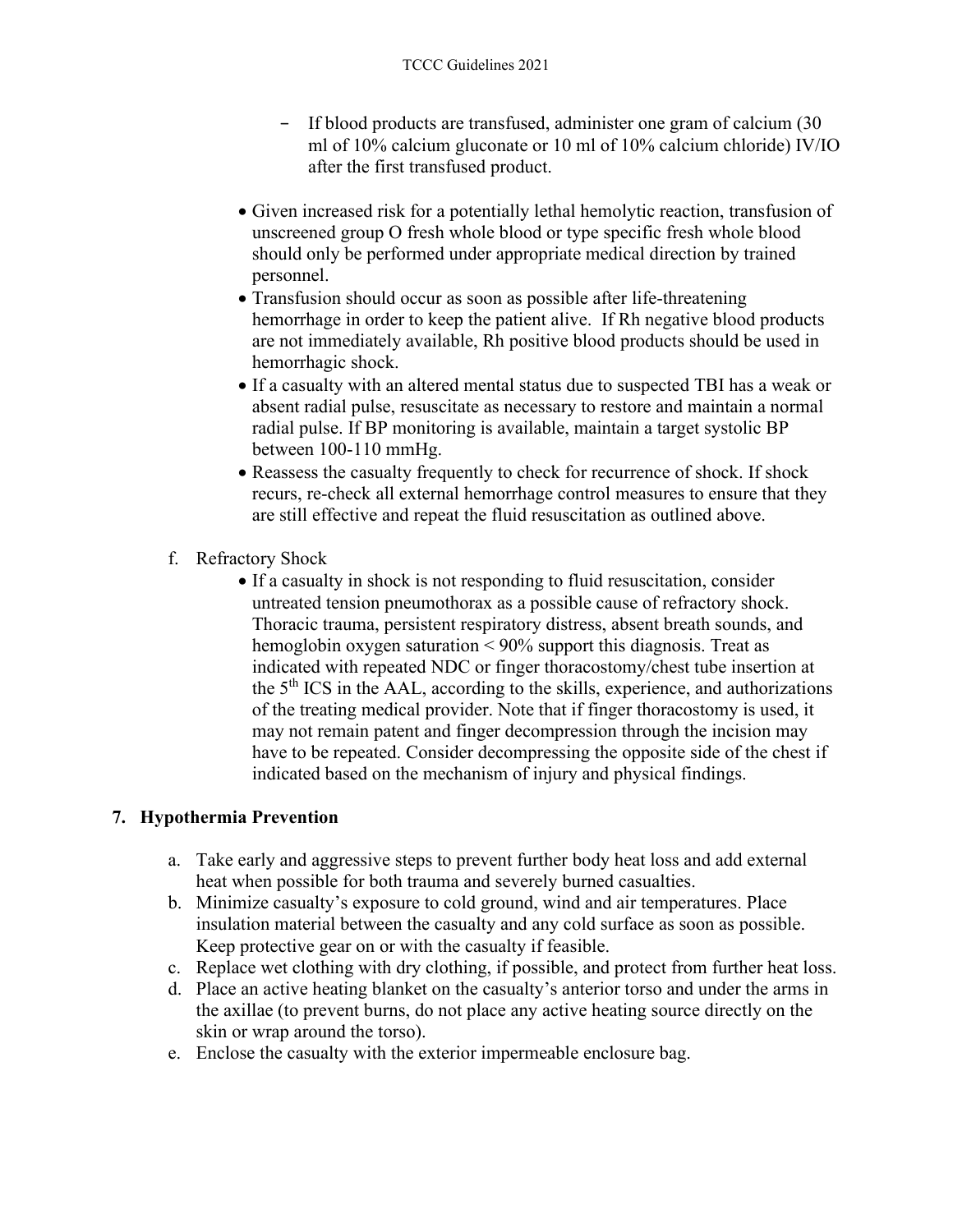- If blood products are transfused, administer one gram of calcium (30 ml of 10% calcium gluconate or 10 ml of 10% calcium chloride) IV/IO after the first transfused product.

- Given increased risk for a potentially lethal hemolytic reaction, transfusion of unscreened group O fresh whole blood or type specific fresh whole blood should only be performed under appropriate medical direction by trained personnel.
- Transfusion should occur as soon as possible after life-threatening hemorrhage in order to keep the patient alive. If Rh negative blood products are not immediately available, Rh positive blood products should be used in hemorrhagic shock.
- If a casualty with an altered mental status due to suspected TBI has a weak or absent radial pulse, resuscitate as necessary to restore and maintain a normal radial pulse. If BP monitoring is available, maintain a target systolic BP between 100-110 mmHg.
- Reassess the casualty frequently to check for recurrence of shock. If shock recurs, re-check all external hemorrhage control measures to ensure that they are still effective and repeat the fluid resuscitation as outlined above.

f. Refractory Shock

- If a casualty in shock is not responding to fluid resuscitation, consider untreated tension pneumothorax as a possible cause of refractory shock. Thoracic trauma, persistent respiratory distress, absent breath sounds, and hemoglobin oxygen saturation < 90% support this diagnosis. Treat as indicated with repeated NDC or finger thoracostomy/chest tube insertion at the 5th ICS in the AAL, according to the skills, experience, and authorizations of the treating medical provider. Note that if finger thoracostomy is used, it may not remain patent and finger decompression through the incision may have to be repeated. Consider decompressing the opposite side of the chest if indicated based on the mechanism of injury and physical findings.

## 7. Hypothermia Prevention

a. Take early and aggressive steps to prevent further body heat loss and add external heat when possible for both trauma and severely burned casualties.

b. Minimize casualty's exposure to cold ground, wind and air temperatures. Place insulation material between the casualty and any cold surface as soon as possible. Keep protective gear on or with the casualty if feasible.

c. Replace wet clothing with dry clothing, if possible, and protect from further heat loss.

d. Place an active heating blanket on the casualty's anterior torso and under the arms in the axillae (to prevent burns, do not place any active heating source directly on the skin or wrap around the torso).

e. Enclose the casualty with the exterior impermeable enclosure bag.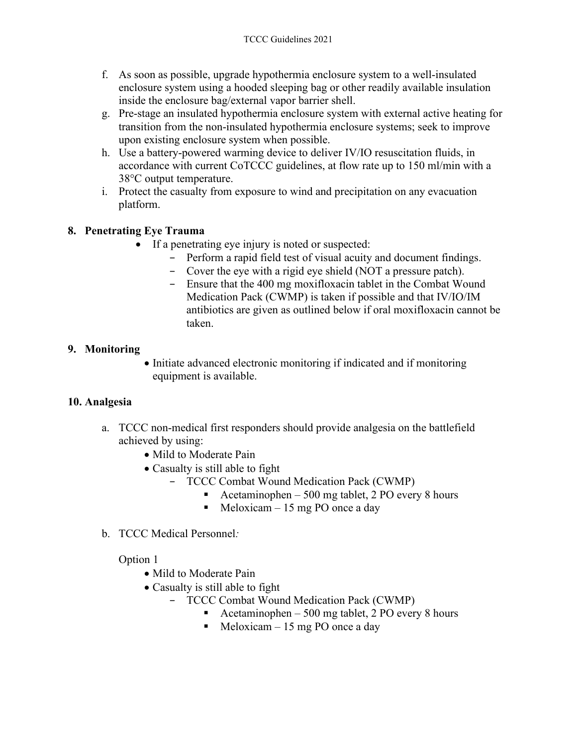f. As soon as possible, upgrade hypothermia enclosure system to a well-insulated enclosure system using a hooded sleeping bag or other readily available insulation inside the enclosure bag/external vapor barrier shell.

g. Pre-stage an insulated hypothermia enclosure system with external active heating for transition from the non-insulated hypothermia enclosure systems; seek to improve upon existing enclosure system when possible.

h. Use a battery-powered warming device to deliver IV/IO resuscitation fluids, in accordance with current CoTCCC guidelines, at flow rate up to 150 ml/min with a 38°C output temperature.

i. Protect the casualty from exposure to wind and precipitation on any evacuation platform.

**8. Penetrating Eye Trauma**

- If a penetrating eye injury is noted or suspected:
  - Perform a rapid field test of visual acuity and document findings.
  - Cover the eye with a rigid eye shield (NOT a pressure patch).
  - Ensure that the 400 mg moxifloxacin tablet in the Combat Wound Medication Pack (CWMP) is taken if possible and that IV/IO/IM antibiotics are given as outlined below if oral moxifloxacin cannot be taken.

**9. Monitoring**

- Initiate advanced electronic monitoring if indicated and if monitoring equipment is available.

**10. Analgesia**

a. TCCC non-medical first responders should provide analgesia on the battlefield achieved by using:

- Mild to Moderate Pain
- Casualty is still able to fight
  - TCCC Combat Wound Medication Pack (CWMP)
    - Acetaminophen – 500 mg tablet, 2 PO every 8 hours
    - Meloxicam – 15 mg PO once a day

b. TCCC Medical Personnel*:*

Option 1

- Mild to Moderate Pain
- Casualty is still able to fight
  - TCCC Combat Wound Medication Pack (CWMP)
    - Acetaminophen – 500 mg tablet, 2 PO every 8 hours
    - Meloxicam – 15 mg PO once a day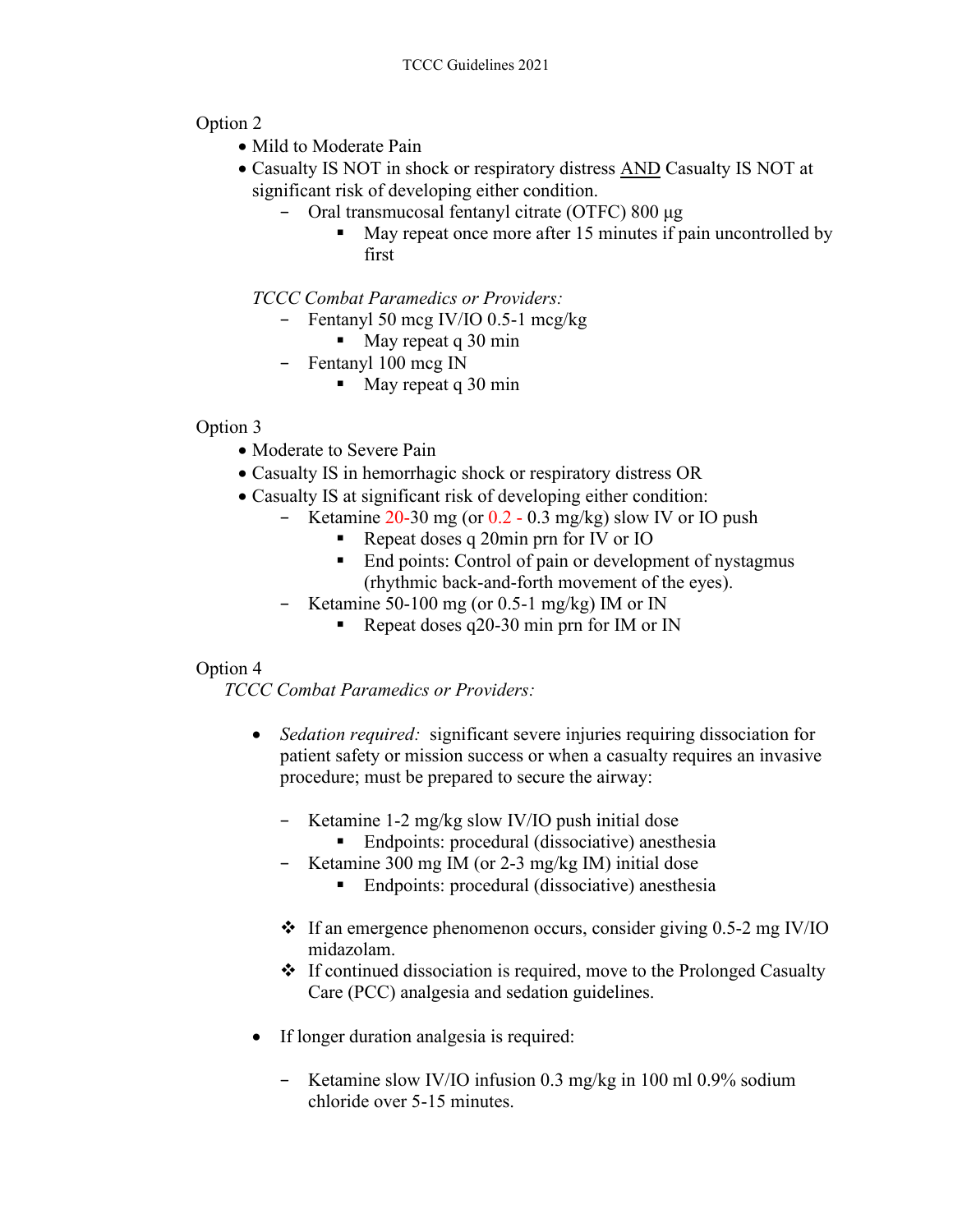Option 2

- Mild to Moderate Pain
- Casualty IS NOT in shock or respiratory distress <u>AND</u> Casualty IS NOT at significant risk of developing either condition.
  - Oral transmucosal fentanyl citrate (OTFC) 800 µg
    - May repeat once more after 15 minutes if pain uncontrolled by first

*TCCC Combat Paramedics or Providers:*

- Fentanyl 50 mcg IV/IO 0.5-1 mcg/kg
  - May repeat q 30 min
- Fentanyl 100 mcg IN
  - May repeat q 30 min

Option 3

- Moderate to Severe Pain
- Casualty IS in hemorrhagic shock or respiratory distress OR
- Casualty IS at significant risk of developing either condition:
  - Ketamine 20-30 mg (or 0.2 - 0.3 mg/kg) slow IV or IO push
    - Repeat doses q 20min prn for IV or IO
    - End points: Control of pain or development of nystagmus (rhythmic back-and-forth movement of the eyes).
  - Ketamine 50-100 mg (or 0.5-1 mg/kg) IM or IN
    - Repeat doses q20-30 min prn for IM or IN

Option 4

*TCCC Combat Paramedics or Providers:*

- *Sedation required:* significant severe injuries requiring dissociation for patient safety or mission success or when a casualty requires an invasive procedure; must be prepared to secure the airway:
  - Ketamine 1-2 mg/kg slow IV/IO push initial dose
    - Endpoints: procedural (dissociative) anesthesia
  - Ketamine 300 mg IM (or 2-3 mg/kg IM) initial dose
    - Endpoints: procedural (dissociative) anesthesia

  ❖ If an emergence phenomenon occurs, consider giving 0.5-2 mg IV/IO midazolam.

  ❖ If continued dissociation is required, move to the Prolonged Casualty Care (PCC) analgesia and sedation guidelines.

- If longer duration analgesia is required:
  - Ketamine slow IV/IO infusion 0.3 mg/kg in 100 ml 0.9% sodium chloride over 5-15 minutes.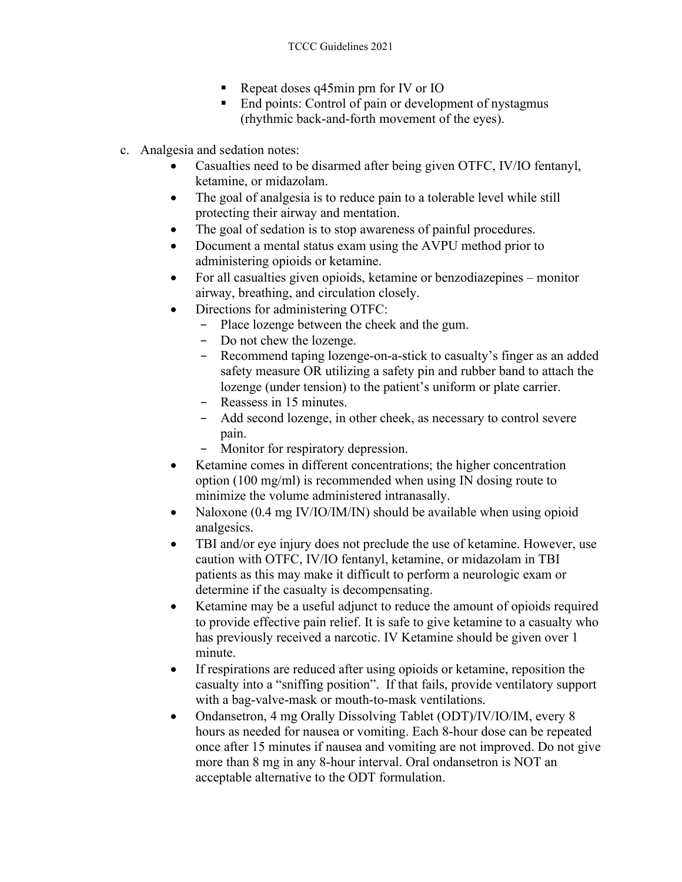- Repeat doses q45min prn for IV or IO
   - End points: Control of pain or development of nystagmus (rhythmic back-and-forth movement of the eyes).

c. Analgesia and sedation notes:

- Casualties need to be disarmed after being given OTFC, IV/IO fentanyl, ketamine, or midazolam.
- The goal of analgesia is to reduce pain to a tolerable level while still protecting their airway and mentation.
- The goal of sedation is to stop awareness of painful procedures.
- Document a mental status exam using the AVPU method prior to administering opioids or ketamine.
- For all casualties given opioids, ketamine or benzodiazepines – monitor airway, breathing, and circulation closely.
- Directions for administering OTFC:
  - Place lozenge between the cheek and the gum.
  - Do not chew the lozenge.
  - Recommend taping lozenge-on-a-stick to casualty's finger as an added safety measure OR utilizing a safety pin and rubber band to attach the lozenge (under tension) to the patient's uniform or plate carrier.
  - Reassess in 15 minutes.
  - Add second lozenge, in other cheek, as necessary to control severe pain.
  - Monitor for respiratory depression.
- Ketamine comes in different concentrations; the higher concentration option (100 mg/ml) is recommended when using IN dosing route to minimize the volume administered intranasally.
- Naloxone (0.4 mg IV/IO/IM/IN) should be available when using opioid analgesics.
- TBI and/or eye injury does not preclude the use of ketamine. However, use caution with OTFC, IV/IO fentanyl, ketamine, or midazolam in TBI patients as this may make it difficult to perform a neurologic exam or determine if the casualty is decompensating.
- Ketamine may be a useful adjunct to reduce the amount of opioids required to provide effective pain relief. It is safe to give ketamine to a casualty who has previously received a narcotic. IV Ketamine should be given over 1 minute.
- If respirations are reduced after using opioids or ketamine, reposition the casualty into a "sniffing position". If that fails, provide ventilatory support with a bag-valve-mask or mouth-to-mask ventilations.
- Ondansetron, 4 mg Orally Dissolving Tablet (ODT)/IV/IO/IM, every 8 hours as needed for nausea or vomiting. Each 8-hour dose can be repeated once after 15 minutes if nausea and vomiting are not improved. Do not give more than 8 mg in any 8-hour interval. Oral ondansetron is NOT an acceptable alternative to the ODT formulation.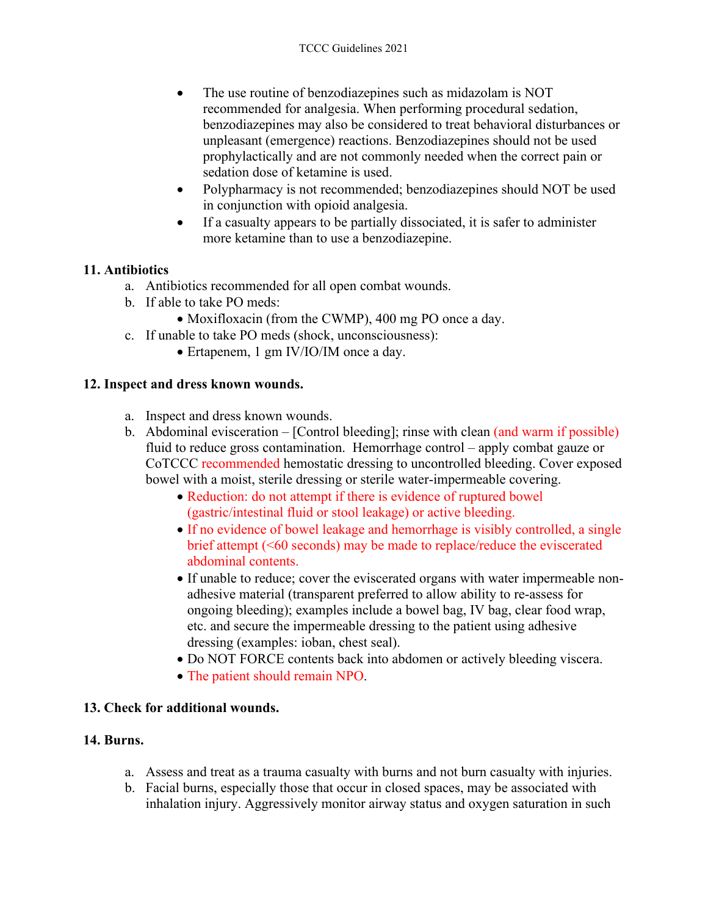- The use routine of benzodiazepines such as midazolam is NOT recommended for analgesia. When performing procedural sedation, benzodiazepines may also be considered to treat behavioral disturbances or unpleasant (emergence) reactions. Benzodiazepines should not be used prophylactically and are not commonly needed when the correct pain or sedation dose of ketamine is used.
- Polypharmacy is not recommended; benzodiazepines should NOT be used in conjunction with opioid analgesia.
- If a casualty appears to be partially dissociated, it is safer to administer more ketamine than to use a benzodiazepine.

**11. Antibiotics**

a. Antibiotics recommended for all open combat wounds.

b. If able to take PO meds:
   - Moxifloxacin (from the CWMP), 400 mg PO once a day.

c. If unable to take PO meds (shock, unconsciousness):
   - Ertapenem, 1 gm IV/IO/IM once a day.

**12. Inspect and dress known wounds.**

a. Inspect and dress known wounds.

b. Abdominal evisceration – [Control bleeding]; rinse with clean (and warm if possible) fluid to reduce gross contamination. Hemorrhage control – apply combat gauze or CoTCCC recommended hemostatic dressing to uncontrolled bleeding. Cover exposed bowel with a moist, sterile dressing or sterile water-impermeable covering.
   - Reduction: do not attempt if there is evidence of ruptured bowel (gastric/intestinal fluid or stool leakage) or active bleeding.
   - If no evidence of bowel leakage and hemorrhage is visibly controlled, a single brief attempt (<60 seconds) may be made to replace/reduce the eviscerated abdominal contents.
   - If unable to reduce; cover the eviscerated organs with water impermeable non-adhesive material (transparent preferred to allow ability to re-assess for ongoing bleeding); examples include a bowel bag, IV bag, clear food wrap, etc. and secure the impermeable dressing to the patient using adhesive dressing (examples: ioban, chest seal).
   - Do NOT FORCE contents back into abdomen or actively bleeding viscera.
   - The patient should remain NPO.

**13. Check for additional wounds.**

**14. Burns.**

a. Assess and treat as a trauma casualty with burns and not burn casualty with injuries.

b. Facial burns, especially those that occur in closed spaces, may be associated with inhalation injury. Aggressively monitor airway status and oxygen saturation in such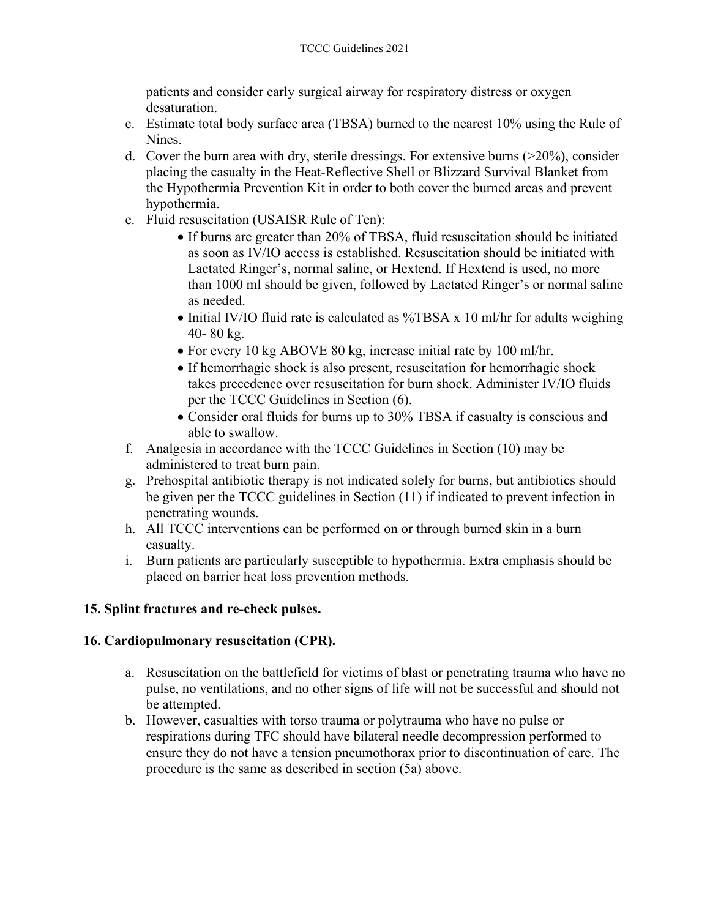patients and consider early surgical airway for respiratory distress or oxygen desaturation.

c. Estimate total body surface area (TBSA) burned to the nearest 10% using the Rule of Nines.
d. Cover the burn area with dry, sterile dressings. For extensive burns (>20%), consider placing the casualty in the Heat-Reflective Shell or Blizzard Survival Blanket from the Hypothermia Prevention Kit in order to both cover the burned areas and prevent hypothermia.
e. Fluid resuscitation (USAISR Rule of Ten):
    - If burns are greater than 20% of TBSA, fluid resuscitation should be initiated as soon as IV/IO access is established. Resuscitation should be initiated with Lactated Ringer's, normal saline, or Hextend. If Hextend is used, no more than 1000 ml should be given, followed by Lactated Ringer's or normal saline as needed.
    - Initial IV/IO fluid rate is calculated as %TBSA x 10 ml/hr for adults weighing 40- 80 kg.
    - For every 10 kg ABOVE 80 kg, increase initial rate by 100 ml/hr.
    - If hemorrhagic shock is also present, resuscitation for hemorrhagic shock takes precedence over resuscitation for burn shock. Administer IV/IO fluids per the TCCC Guidelines in Section (6).
    - Consider oral fluids for burns up to 30% TBSA if casualty is conscious and able to swallow.
f. Analgesia in accordance with the TCCC Guidelines in Section (10) may be administered to treat burn pain.
g. Prehospital antibiotic therapy is not indicated solely for burns, but antibiotics should be given per the TCCC guidelines in Section (11) if indicated to prevent infection in penetrating wounds.
h. All TCCC interventions can be performed on or through burned skin in a burn casualty.
i. Burn patients are particularly susceptible to hypothermia. Extra emphasis should be placed on barrier heat loss prevention methods.

**15. Splint fractures and re-check pulses.**

**16. Cardiopulmonary resuscitation (CPR).**

a. Resuscitation on the battlefield for victims of blast or penetrating trauma who have no pulse, no ventilations, and no other signs of life will not be successful and should not be attempted.
b. However, casualties with torso trauma or polytrauma who have no pulse or respirations during TFC should have bilateral needle decompression performed to ensure they do not have a tension pneumothorax prior to discontinuation of care. The procedure is the same as described in section (5a) above.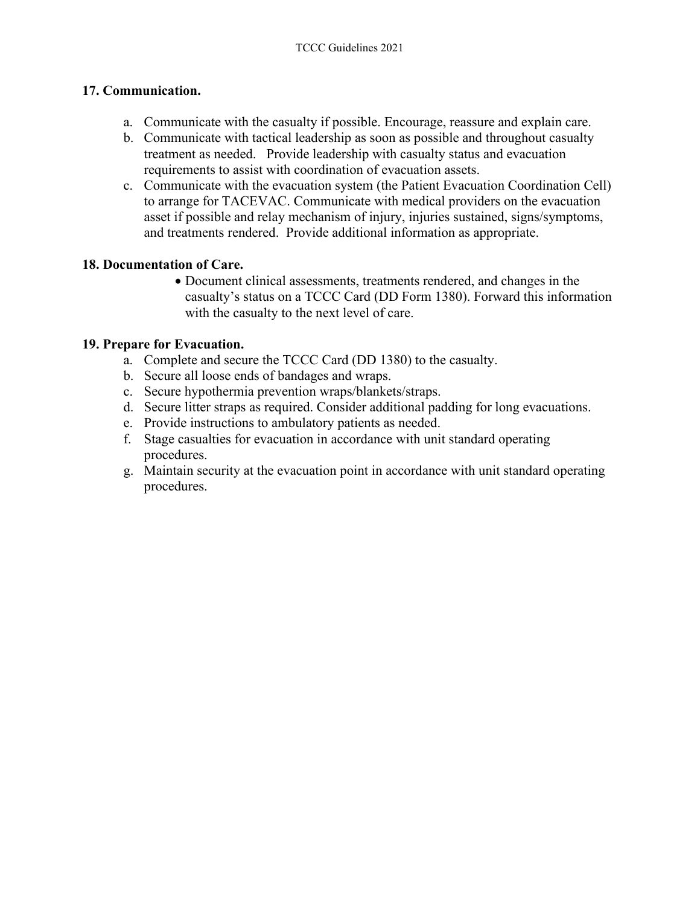**17. Communication.**

a. Communicate with the casualty if possible. Encourage, reassure and explain care.
b. Communicate with tactical leadership as soon as possible and throughout casualty treatment as needed. Provide leadership with casualty status and evacuation requirements to assist with coordination of evacuation assets.
c. Communicate with the evacuation system (the Patient Evacuation Coordination Cell) to arrange for TACEVAC. Communicate with medical providers on the evacuation asset if possible and relay mechanism of injury, injuries sustained, signs/symptoms, and treatments rendered. Provide additional information as appropriate.

**18. Documentation of Care.**

- Document clinical assessments, treatments rendered, and changes in the casualty's status on a TCCC Card (DD Form 1380). Forward this information with the casualty to the next level of care.

**19. Prepare for Evacuation.**

a. Complete and secure the TCCC Card (DD 1380) to the casualty.
b. Secure all loose ends of bandages and wraps.
c. Secure hypothermia prevention wraps/blankets/straps.
d. Secure litter straps as required. Consider additional padding for long evacuations.
e. Provide instructions to ambulatory patients as needed.
f. Stage casualties for evacuation in accordance with unit standard operating procedures.
g. Maintain security at the evacuation point in accordance with unit standard operating procedures.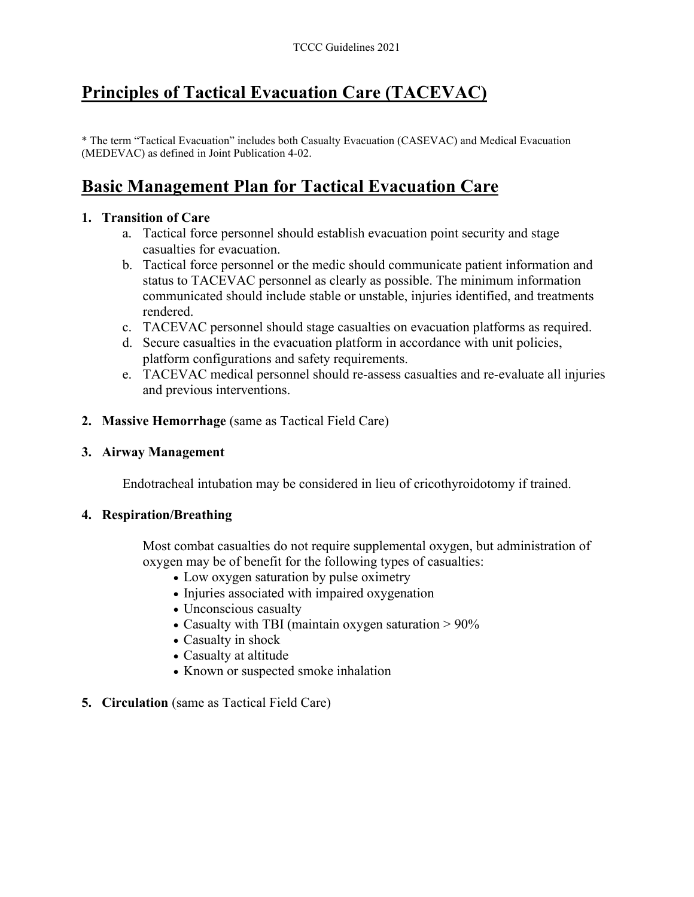# Principles of Tactical Evacuation Care (TACEVAC)

* The term "Tactical Evacuation" includes both Casualty Evacuation (CASEVAC) and Medical Evacuation (MEDEVAC) as defined in Joint Publication 4-02.

# Basic Management Plan for Tactical Evacuation Care

1. **Transition of Care**
   a. Tactical force personnel should establish evacuation point security and stage casualties for evacuation.
   b. Tactical force personnel or the medic should communicate patient information and status to TACEVAC personnel as clearly as possible. The minimum information communicated should include stable or unstable, injuries identified, and treatments rendered.
   c. TACEVAC personnel should stage casualties on evacuation platforms as required.
   d. Secure casualties in the evacuation platform in accordance with unit policies, platform configurations and safety requirements.
   e. TACEVAC medical personnel should re-assess casualties and re-evaluate all injuries and previous interventions.

2. **Massive Hemorrhage** (same as Tactical Field Care)

3. **Airway Management**

   Endotracheal intubation may be considered in lieu of cricothyroidotomy if trained.

4. **Respiration/Breathing**

   Most combat casualties do not require supplemental oxygen, but administration of oxygen may be of benefit for the following types of casualties:
   - Low oxygen saturation by pulse oximetry
   - Injuries associated with impaired oxygenation
   - Unconscious casualty
   - Casualty with TBI (maintain oxygen saturation > 90%
   - Casualty in shock
   - Casualty at altitude
   - Known or suspected smoke inhalation

5. **Circulation** (same as Tactical Field Care)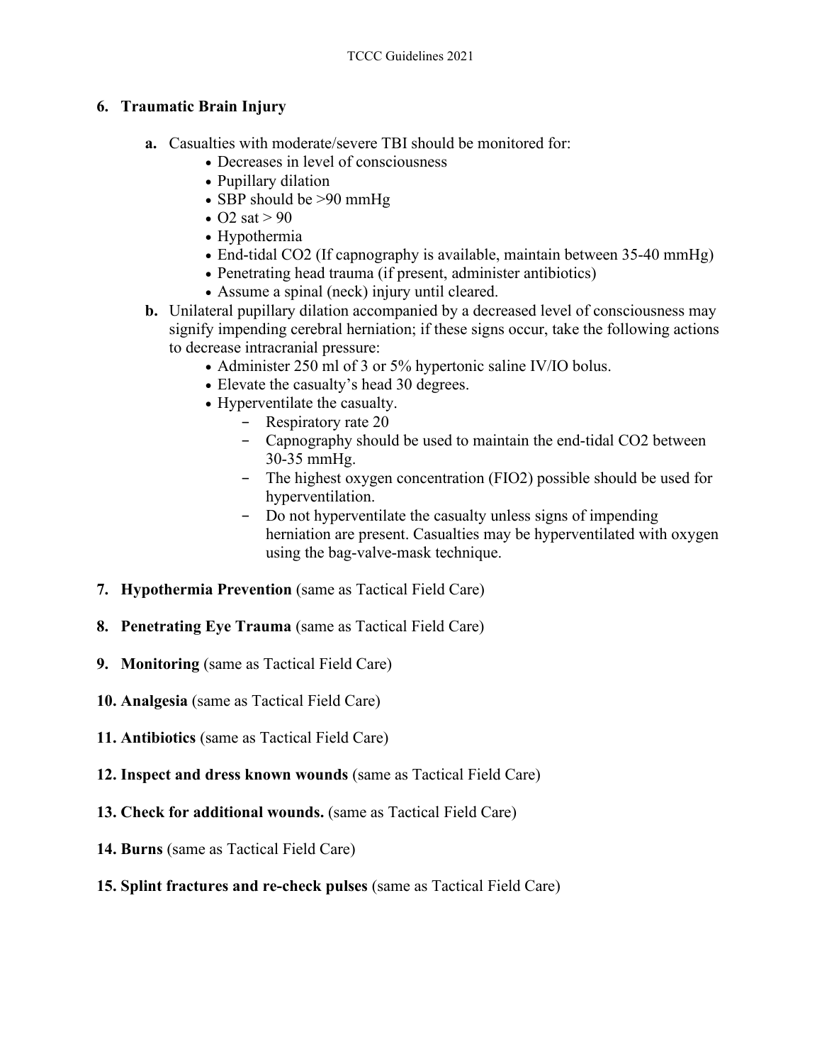**6. Traumatic Brain Injury**

**a.** Casualties with moderate/severe TBI should be monitored for:
- Decreases in level of consciousness
- Pupillary dilation
- SBP should be >90 mmHg
- O2 sat > 90
- Hypothermia
- End-tidal CO2 (If capnography is available, maintain between 35-40 mmHg)
- Penetrating head trauma (if present, administer antibiotics)
- Assume a spinal (neck) injury until cleared.

**b.** Unilateral pupillary dilation accompanied by a decreased level of consciousness may signify impending cerebral herniation; if these signs occur, take the following actions to decrease intracranial pressure:
- Administer 250 ml of 3 or 5% hypertonic saline IV/IO bolus.
- Elevate the casualty's head 30 degrees.
- Hyperventilate the casualty.
  - Respiratory rate 20
  - Capnography should be used to maintain the end-tidal CO2 between 30-35 mmHg.
  - The highest oxygen concentration (FIO2) possible should be used for hyperventilation.
  - Do not hyperventilate the casualty unless signs of impending herniation are present. Casualties may be hyperventilated with oxygen using the bag-valve-mask technique.

**7. Hypothermia Prevention** (same as Tactical Field Care)

**8. Penetrating Eye Trauma** (same as Tactical Field Care)

**9. Monitoring** (same as Tactical Field Care)

**10. Analgesia** (same as Tactical Field Care)

**11. Antibiotics** (same as Tactical Field Care)

**12. Inspect and dress known wounds** (same as Tactical Field Care)

**13. Check for additional wounds.** (same as Tactical Field Care)

**14. Burns** (same as Tactical Field Care)

**15. Splint fractures and re-check pulses** (same as Tactical Field Care)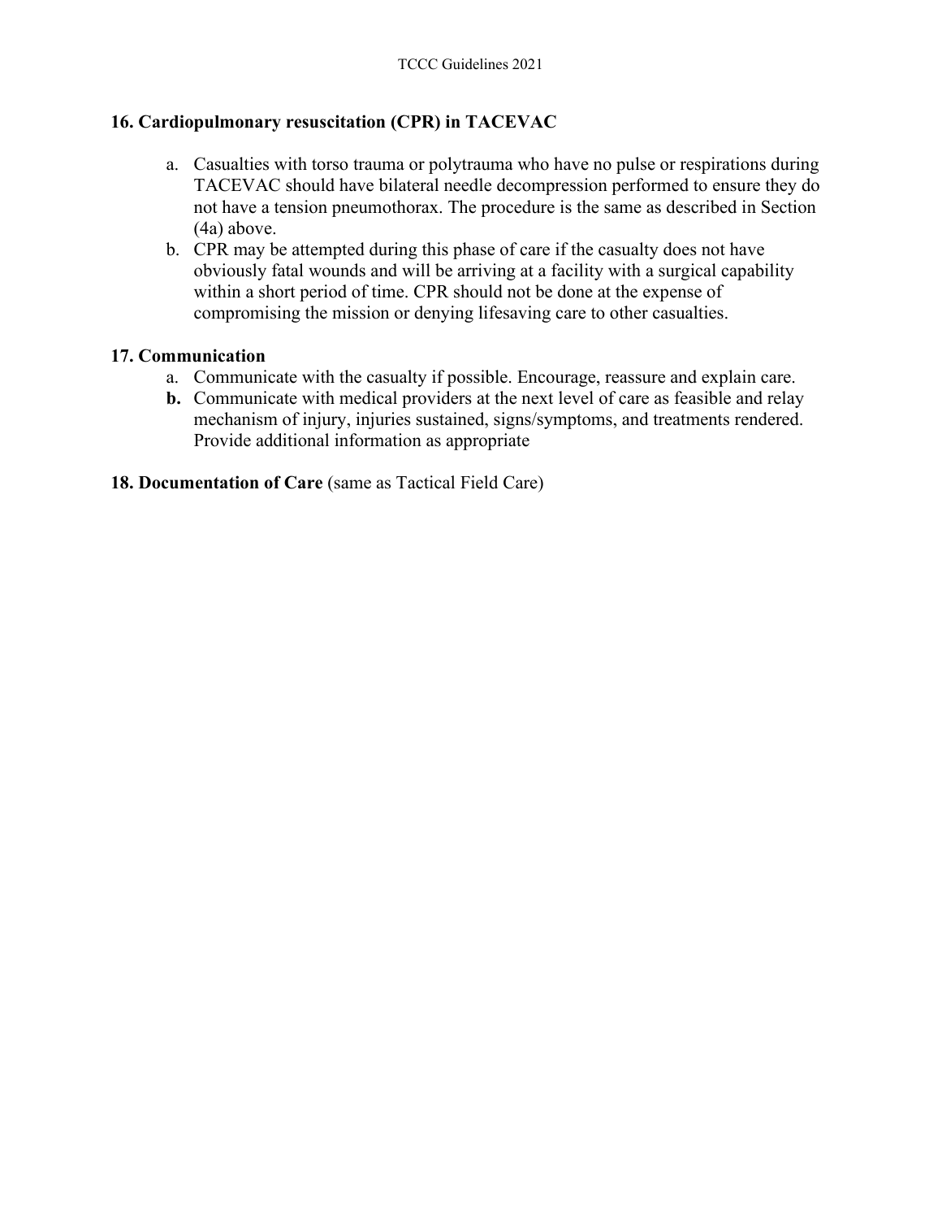**16. Cardiopulmonary resuscitation (CPR) in TACEVAC**

a. Casualties with torso trauma or polytrauma who have no pulse or respirations during TACEVAC should have bilateral needle decompression performed to ensure they do not have a tension pneumothorax. The procedure is the same as described in Section (4a) above.

b. CPR may be attempted during this phase of care if the casualty does not have obviously fatal wounds and will be arriving at a facility with a surgical capability within a short period of time. CPR should not be done at the expense of compromising the mission or denying lifesaving care to other casualties.

**17. Communication**

a. Communicate with the casualty if possible. Encourage, reassure and explain care.

**b.** Communicate with medical providers at the next level of care as feasible and relay mechanism of injury, injuries sustained, signs/symptoms, and treatments rendered. Provide additional information as appropriate

**18. Documentation of Care** (same as Tactical Field Care)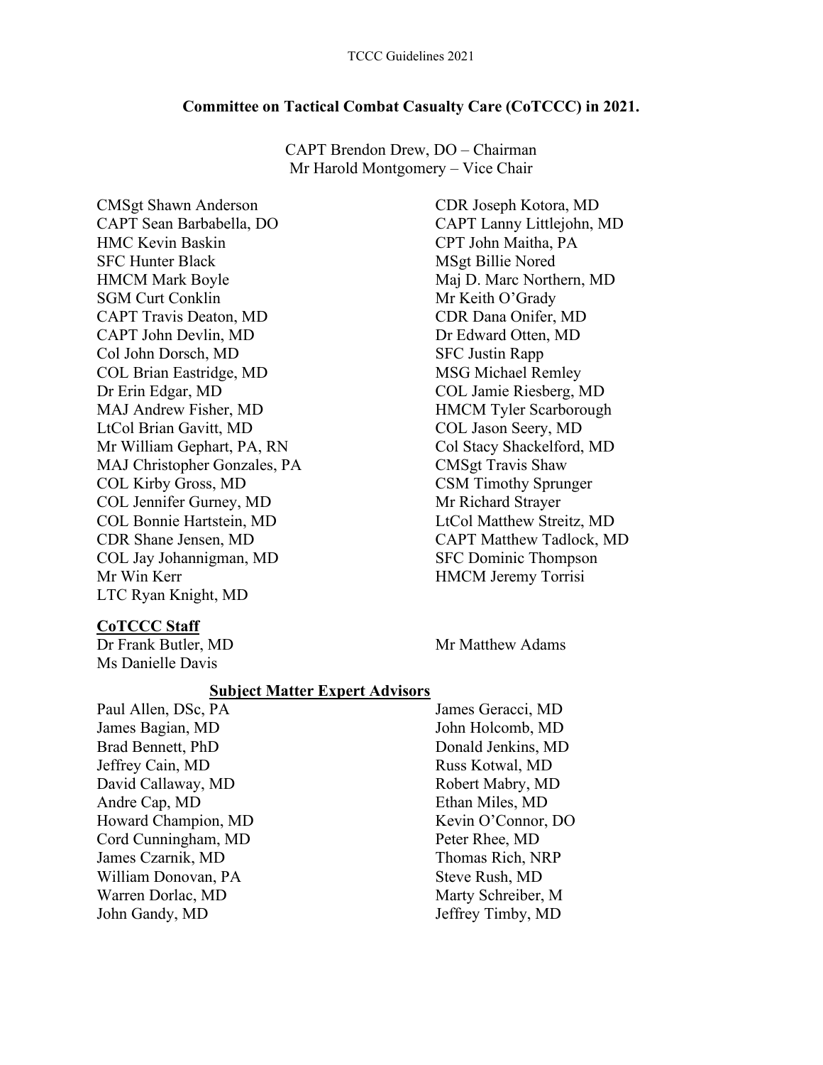## Committee on Tactical Combat Casualty Care (CoTCCC) in 2021.

CAPT Brendon Drew, DO – Chairman
Mr Harold Montgomery – Vice Chair

CMSgt Shawn Anderson
CAPT Sean Barbabella, DO
HMC Kevin Baskin
SFC Hunter Black
HMCM Mark Boyle
SGM Curt Conklin
CAPT Travis Deaton, MD
CAPT John Devlin, MD
Col John Dorsch, MD
COL Brian Eastridge, MD
Dr Erin Edgar, MD
MAJ Andrew Fisher, MD
LtCol Brian Gavitt, MD
Mr William Gephart, PA, RN
MAJ Christopher Gonzales, PA
COL Kirby Gross, MD
COL Jennifer Gurney, MD
COL Bonnie Hartstein, MD
CDR Shane Jensen, MD
COL Jay Johannigman, MD
Mr Win Kerr
LTC Ryan Knight, MD
CDR Joseph Kotora, MD
CAPT Lanny Littlejohn, MD
CPT John Maitha, PA
MSgt Billie Nored
Maj D. Marc Northern, MD
Mr Keith O'Grady
CDR Dana Onifer, MD
Dr Edward Otten, MD
SFC Justin Rapp
MSG Michael Remley
COL Jamie Riesberg, MD
HMCM Tyler Scarborough
COL Jason Seery, MD
Col Stacy Shackelford, MD
CMSgt Travis Shaw
CSM Timothy Sprunger
Mr Richard Strayer
LtCol Matthew Streitz, MD
CAPT Matthew Tadlock, MD
SFC Dominic Thompson
HMCM Jeremy Torrisi

### CoTCCC Staff

Dr Frank Butler, MD
Ms Danielle Davis
Mr Matthew Adams

### Subject Matter Expert Advisors

Paul Allen, DSc, PA
James Bagian, MD
Brad Bennett, PhD
Jeffrey Cain, MD
David Callaway, MD
Andre Cap, MD
Howard Champion, MD
Cord Cunningham, MD
James Czarnik, MD
William Donovan, PA
Warren Dorlac, MD
John Gandy, MD
James Geracci, MD
John Holcomb, MD
Donald Jenkins, MD
Russ Kotwal, MD
Robert Mabry, MD
Ethan Miles, MD
Kevin O'Connor, DO
Peter Rhee, MD
Thomas Rich, NRP
Steve Rush, MD
Marty Schreiber, M
Jeffrey Timby, MD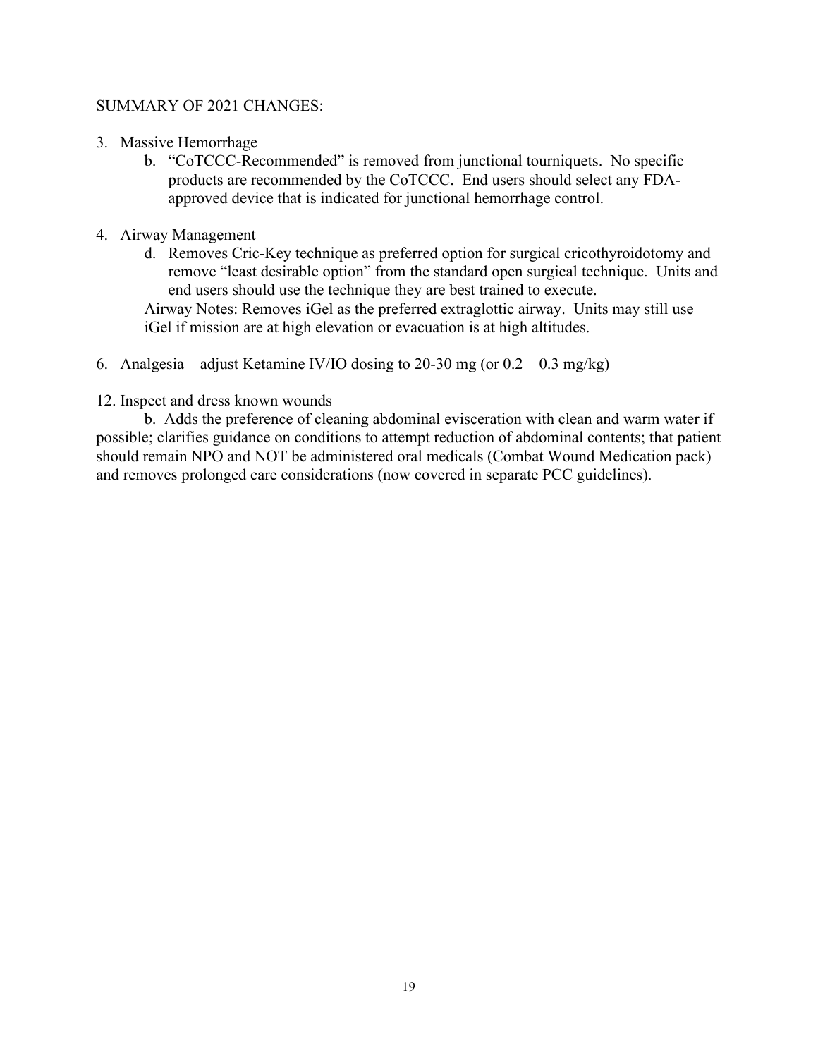SUMMARY OF 2021 CHANGES:

3. Massive Hemorrhage
   b. "CoTCCC-Recommended" is removed from junctional tourniquets. No specific products are recommended by the CoTCCC. End users should select any FDA-approved device that is indicated for junctional hemorrhage control.

4. Airway Management
   d. Removes Cric-Key technique as preferred option for surgical cricothyroidotomy and remove "least desirable option" from the standard open surgical technique. Units and end users should use the technique they are best trained to execute.

   Airway Notes: Removes iGel as the preferred extraglottic airway. Units may still use iGel if mission are at high elevation or evacuation is at high altitudes.

6. Analgesia – adjust Ketamine IV/IO dosing to 20-30 mg (or 0.2 – 0.3 mg/kg)

12. Inspect and dress known wounds

    b. Adds the preference of cleaning abdominal evisceration with clean and warm water if possible; clarifies guidance on conditions to attempt reduction of abdominal contents; that patient should remain NPO and NOT be administered oral medicals (Combat Wound Medication pack) and removes prolonged care considerations (now covered in separate PCC guidelines).